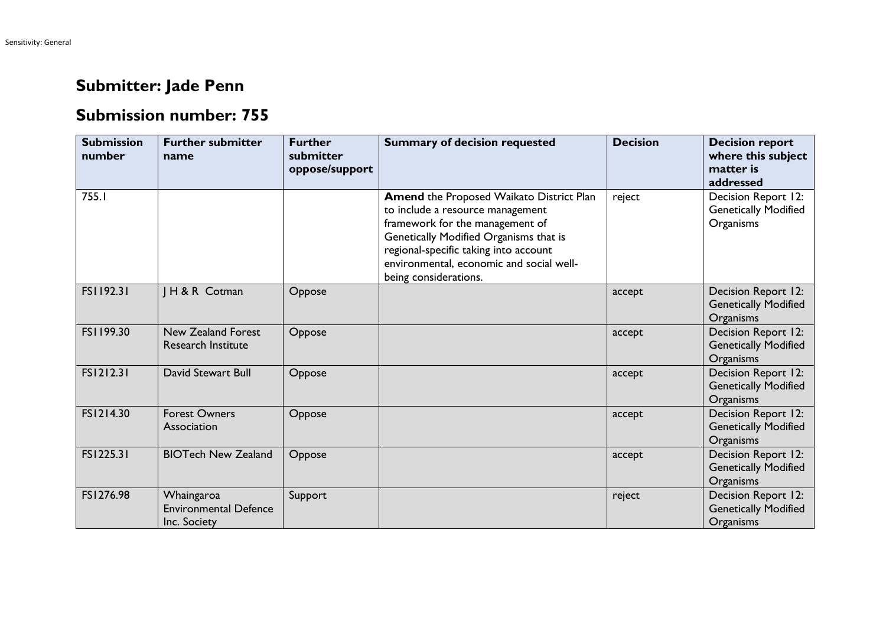# Submitter: Jade Penn

# Submission number: 755

| Submission number | Further submitter name | Further submitter oppose/support | Summary of decision requested | Decision | Decision report where this subject matter is addressed |
|---|---|---|---|---|---|
| 755.1 | | | **Amend** the Proposed Waikato District Plan to include a resource management framework for the management of Genetically Modified Organisms that is regional-specific taking into account environmental, economic and social well-being considerations. | reject | Decision Report 12: Genetically Modified Organisms |
| FS1192.31 | J H & R Cotman | Oppose | | accept | Decision Report 12: Genetically Modified Organisms |
| FS1199.30 | New Zealand Forest Research Institute | Oppose | | accept | Decision Report 12: Genetically Modified Organisms |
| FS1212.31 | David Stewart Bull | Oppose | | accept | Decision Report 12: Genetically Modified Organisms |
| FS1214.30 | Forest Owners Association | Oppose | | accept | Decision Report 12: Genetically Modified Organisms |
| FS1225.31 | BIOTech New Zealand | Oppose | | accept | Decision Report 12: Genetically Modified Organisms |
| FS1276.98 | Whaingaroa Environmental Defence Inc. Society | Support | | reject | Decision Report 12: Genetically Modified Organisms |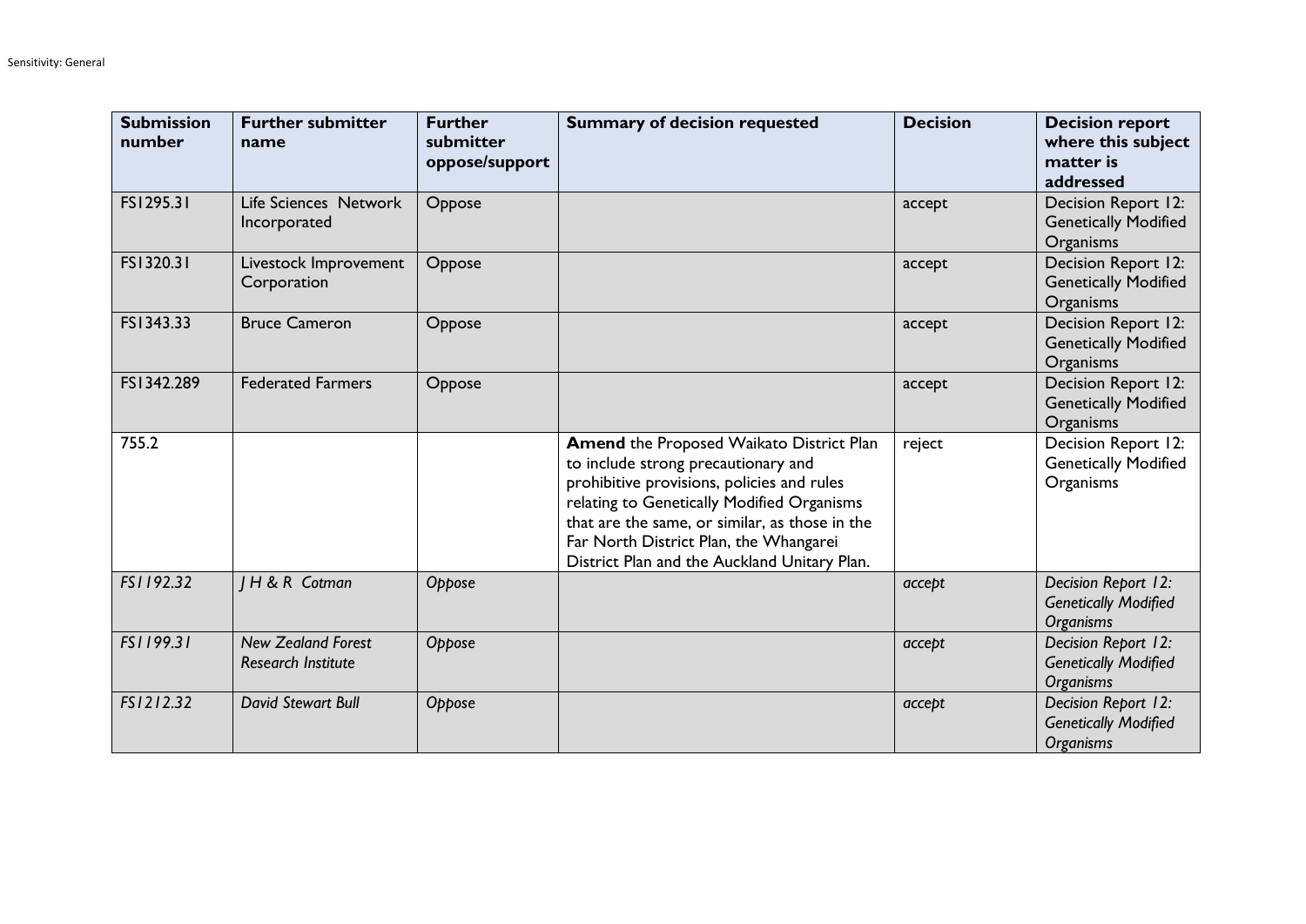| Submission number | Further submitter name | Further submitter oppose/support | Summary of decision requested | Decision | Decision report where this subject matter is addressed |
|---|---|---|---|---|---|
| FS1295.31 | Life Sciences Network Incorporated | Oppose | | accept | Decision Report 12: Genetically Modified Organisms |
| FS1320.31 | Livestock Improvement Corporation | Oppose | | accept | Decision Report 12: Genetically Modified Organisms |
| FS1343.33 | Bruce Cameron | Oppose | | accept | Decision Report 12: Genetically Modified Organisms |
| FS1342.289 | Federated Farmers | Oppose | | accept | Decision Report 12: Genetically Modified Organisms |
| 755.2 | | | **Amend** the Proposed Waikato District Plan to include strong precautionary and prohibitive provisions, policies and rules relating to Genetically Modified Organisms that are the same, or similar, as those in the Far North District Plan, the Whangarei District Plan and the Auckland Unitary Plan. | reject | Decision Report 12: Genetically Modified Organisms |
| *FS1192.32* | *J H & R Cotman* | *Oppose* | | *accept* | *Decision Report 12: Genetically Modified Organisms* |
| *FS1199.31* | *New Zealand Forest Research Institute* | *Oppose* | | *accept* | *Decision Report 12: Genetically Modified Organisms* |
| *FS1212.32* | *David Stewart Bull* | *Oppose* | | *accept* | *Decision Report 12: Genetically Modified Organisms* |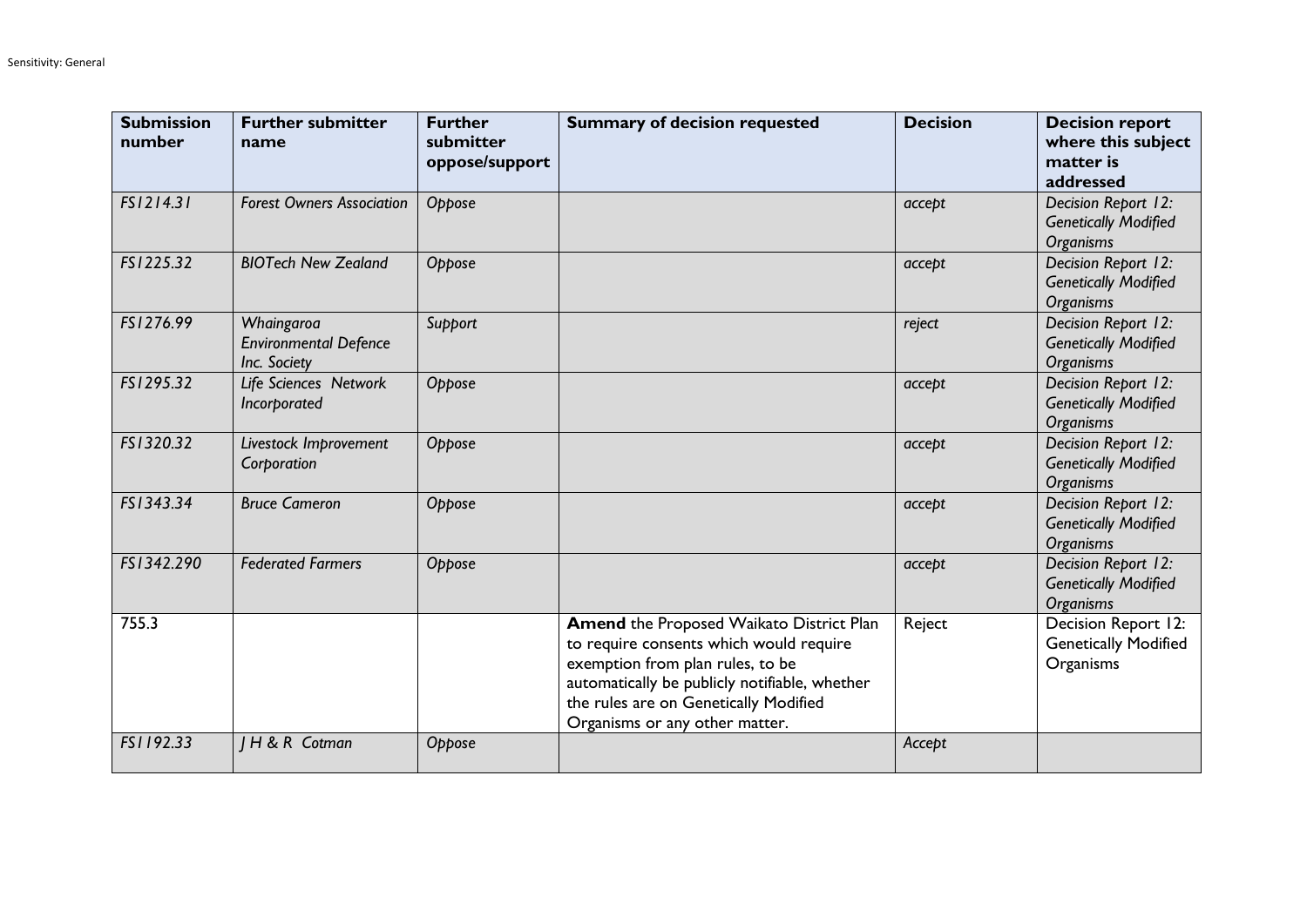| Submission number | Further submitter name | Further submitter oppose/support | Summary of decision requested | Decision | Decision report where this subject matter is addressed |
|---|---|---|---|---|---|
| *FS1214.31* | *Forest Owners Association* | *Oppose* | | *accept* | *Decision Report 12: Genetically Modified Organisms* |
| *FS1225.32* | *BIOTech New Zealand* | *Oppose* | | *accept* | *Decision Report 12: Genetically Modified Organisms* |
| *FS1276.99* | *Whaingaroa Environmental Defence Inc. Society* | *Support* | | *reject* | *Decision Report 12: Genetically Modified Organisms* |
| *FS1295.32* | *Life Sciences Network Incorporated* | *Oppose* | | *accept* | *Decision Report 12: Genetically Modified Organisms* |
| *FS1320.32* | *Livestock Improvement Corporation* | *Oppose* | | *accept* | *Decision Report 12: Genetically Modified Organisms* |
| *FS1343.34* | *Bruce Cameron* | *Oppose* | | *accept* | *Decision Report 12: Genetically Modified Organisms* |
| *FS1342.290* | *Federated Farmers* | *Oppose* | | *accept* | *Decision Report 12: Genetically Modified Organisms* |
| 755.3 | | | **Amend** the Proposed Waikato District Plan to require consents which would require exemption from plan rules, to be automatically be publicly notifiable, whether the rules are on Genetically Modified Organisms or any other matter. | Reject | Decision Report 12: Genetically Modified Organisms |
| *FS1192.33* | *J H & R Cotman* | *Oppose* | | *Accept* | |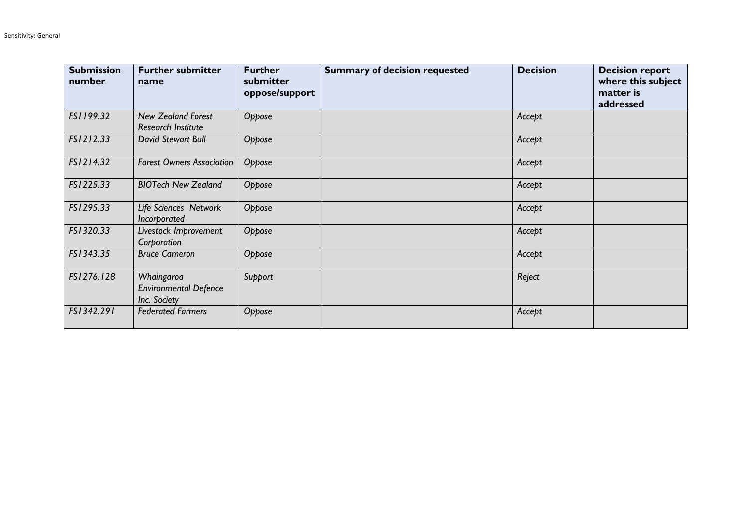| Submission number | Further submitter name | Further submitter oppose/support | Summary of decision requested | Decision | Decision report where this subject matter is addressed |
|---|---|---|---|---|---|
| *FS1199.32* | *New Zealand Forest Research Institute* | *Oppose* | | *Accept* | |
| *FS1212.33* | *David Stewart Bull* | *Oppose* | | *Accept* | |
| *FS1214.32* | *Forest Owners Association* | *Oppose* | | *Accept* | |
| *FS1225.33* | *BIOTech New Zealand* | *Oppose* | | *Accept* | |
| *FS1295.33* | *Life Sciences Network Incorporated* | *Oppose* | | *Accept* | |
| *FS1320.33* | *Livestock Improvement Corporation* | *Oppose* | | *Accept* | |
| *FS1343.35* | *Bruce Cameron* | *Oppose* | | *Accept* | |
| *FS1276.128* | *Whaingaroa Environmental Defence Inc. Society* | *Support* | | *Reject* | |
| *FS1342.291* | *Federated Farmers* | *Oppose* | | *Accept* | |